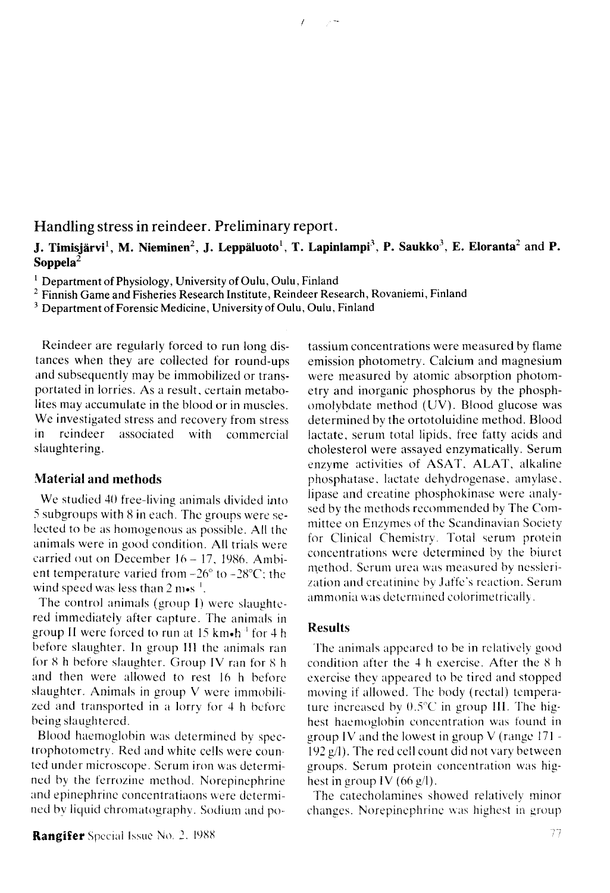# Handling stress in reindeer. Preliminary report.

**J. Timisjärvi[1], M. Nieminen[2], J. Leppäluoto[1], T. Lapinlampi[3], P. Saukko[3], E. Eloranta[2] and P. Soppela[2]**

[1] Department of Physiology, University of Oulu, Oulu, Finland
[2] Finnish Game and Fisheries Research Institute, Reindeer Research, Rovaniemi, Finland
[3] Department of Forensic Medicine, University of Oulu, Oulu, Finland

Reindeer are regularly forced to run long distances when they are collected for round-ups and subsequently may be immobilized or transportated in lorries. As a result, certain metabolites may accumulate in the blood or in muscles. We investigated stress and recovery from stress in reindeer associated with commercial slaughtering.

## Material and methods

We studied 40 free-living animals divided into 5 subgroups with 8 in each. The groups were selected to be as homogenous as possible. All the animals were in good condition. All trials were carried out on December 16 – 17, 1986. Ambient temperature varied from -26° to -28°C; the wind speed was less than 2 $m \cdot s^{-1}$.

The control animals (group I) were slaughtered immediately after capture. The animals in group II were forced to run at 15 $km \cdot h^{-1}$ for 4 h before slaughter. In group III the animals ran for 8 h before slaughter. Group IV ran for 8 h and then were allowed to rest 16 h before slaughter. Animals in group V were immobilized and transported in a lorry for 4 h before being slaughtered.

Blood haemoglobin was determined by spectrophotometry. Red and white cells were counted under microscope. Serum iron was determined by the ferrozine method. Norepinephrine and epinephrine concentratiaons were determined by liquid chromatography. Sodium and potassium concentrations were measured by flame emission photometry. Calcium and magnesium were measured by atomic absorption photometry and inorganic phosphorus by the phosphomolybdate method (UV). Blood glucose was determined by the ortotoluidine method. Blood lactate, serum total lipids, free fatty acids and cholesterol were assayed enzymatically. Serum enzyme activities of ASAT, ALAT, alkaline phosphatase, lactate dehydrogenase, amylase, lipase and creatine phosphokinase were analysed by the methods recommended by The Committee on Enzymes of the Scandinavian Society for Clinical Chemistry. Total serum protein concentrations were determined by the biuret method. Serum urea was measured by nesslerization and creatinine by Jaffe's reaction. Serum ammonia was determined colorimetrically.

## Results

The animals appeared to be in relatively good condition after the 4 h exercise. After the 8 h exercise they appeared to be tired and stopped moving if allowed. The body (rectal) temperature increased by 0.5°C in group III. The highest haemoglobin concentration was found in group IV and the lowest in group V (range 171 - 192 g/l). The red cell count did not vary between groups. Serum protein concentration was highest in group IV (66 g/l).

The catecholamines showed relatively minor changes. Norepinephrine was highest in group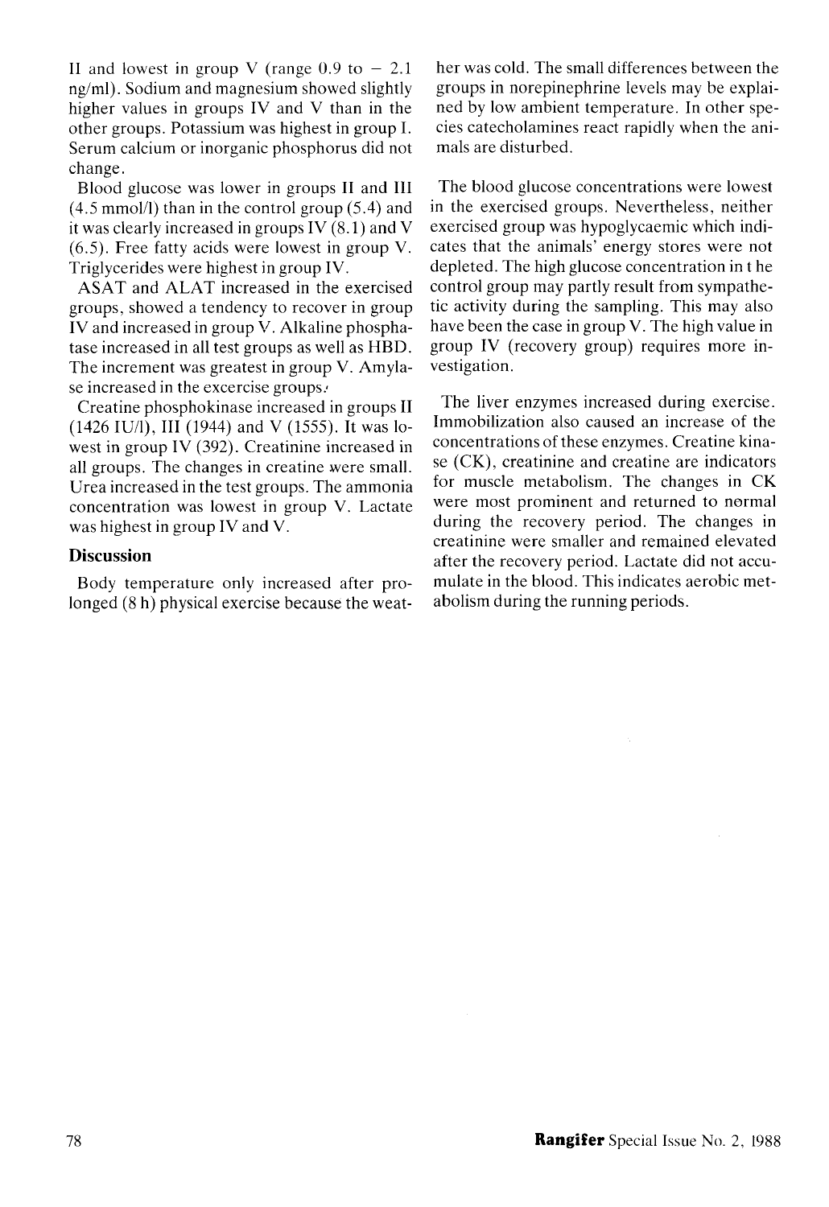II and lowest in group V (range 0.9 to − 2.1 ng/ml). Sodium and magnesium showed slightly higher values in groups IV and V than in the other groups. Potassium was highest in group I. Serum calcium or inorganic phosphorus did not change.

Blood glucose was lower in groups II and III (4.5 mmol/l) than in the control group (5.4) and it was clearly increased in groups IV (8.1) and V (6.5). Free fatty acids were lowest in group V. Triglycerides were highest in group IV.

ASAT and ALAT increased in the exercised groups, showed a tendency to recover in group IV and increased in group V. Alkaline phosphatase increased in all test groups as well as HBD. The increment was greatest in group V. Amylase increased in the excercise groups.

Creatine phosphokinase increased in groups II (1426 IU/l), III (1944) and V (1555). It was lowest in group IV (392). Creatinine increased in all groups. The changes in creatine were small. Urea increased in the test groups. The ammonia concentration was lowest in group V. Lactate was highest in group IV and V.

## Discussion

Body temperature only increased after prolonged (8 h) physical exercise because the weather was cold. The small differences between the groups in norepinephrine levels may be explained by low ambient temperature. In other species catecholamines react rapidly when the animals are disturbed.

The blood glucose concentrations were lowest in the exercised groups. Nevertheless, neither exercised group was hypoglycaemic which indicates that the animals' energy stores were not depleted. The high glucose concentration in the control group may partly result from sympathetic activity during the sampling. This may also have been the case in group V. The high value in group IV (recovery group) requires more investigation.

The liver enzymes increased during exercise. Immobilization also caused an increase of the concentrations of these enzymes. Creatine kinase (CK), creatinine and creatine are indicators for muscle metabolism. The changes in CK were most prominent and returned to normal during the recovery period. The changes in creatinine were smaller and remained elevated after the recovery period. Lactate did not accumulate in the blood. This indicates aerobic metabolism during the running periods.